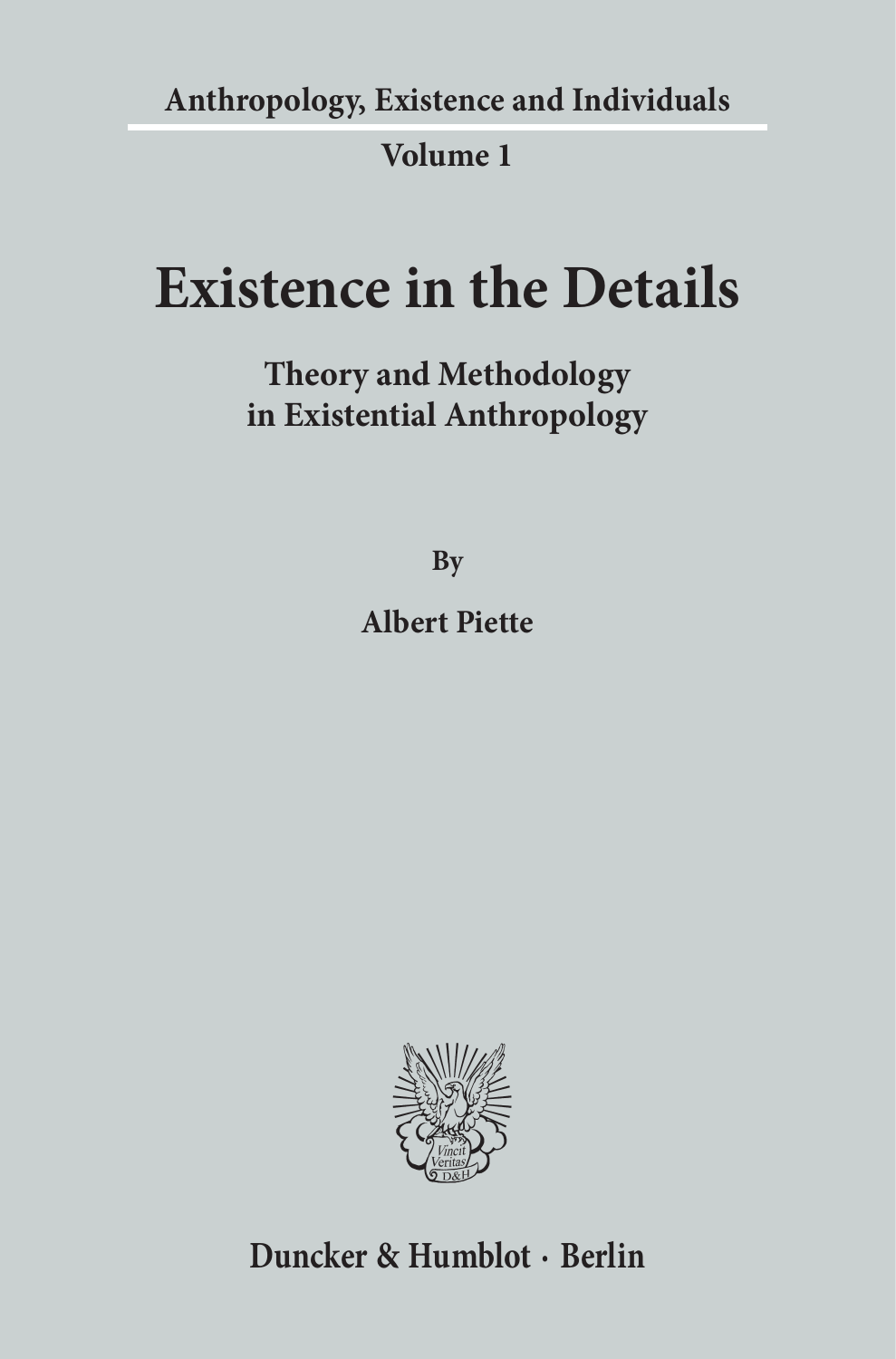Anthropology, Existence and Individuals

Volume 1

# Existence in the Details

## Theory and Methodology in Existential Anthropology

By

**Albert Piette**

Duncker & Humblot · Berlin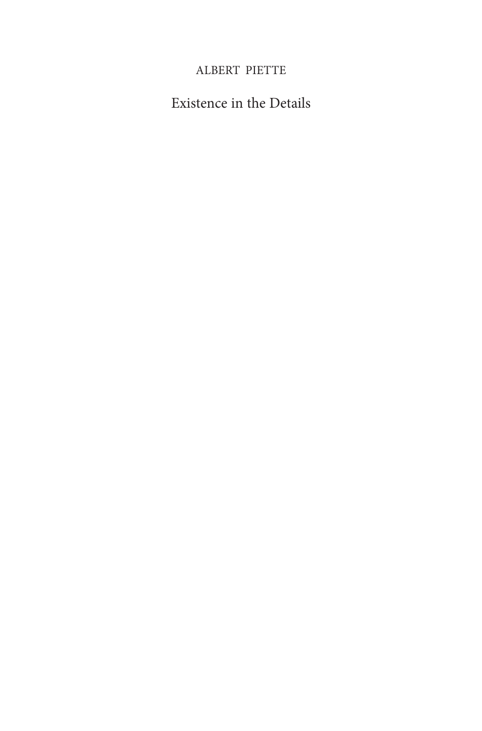ALBERT PIETTE

# Existence in the Details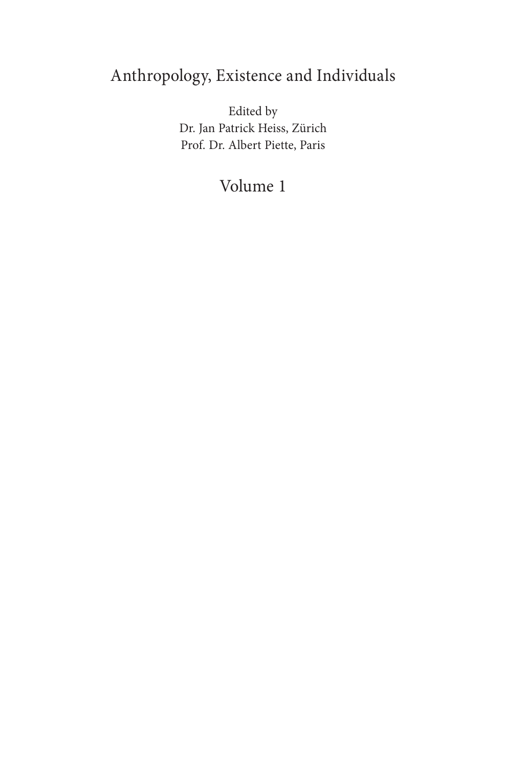# Anthropology, Existence and Individuals

Edited by
Dr. Jan Patrick Heiss, Zürich
Prof. Dr. Albert Piette, Paris

## Volume 1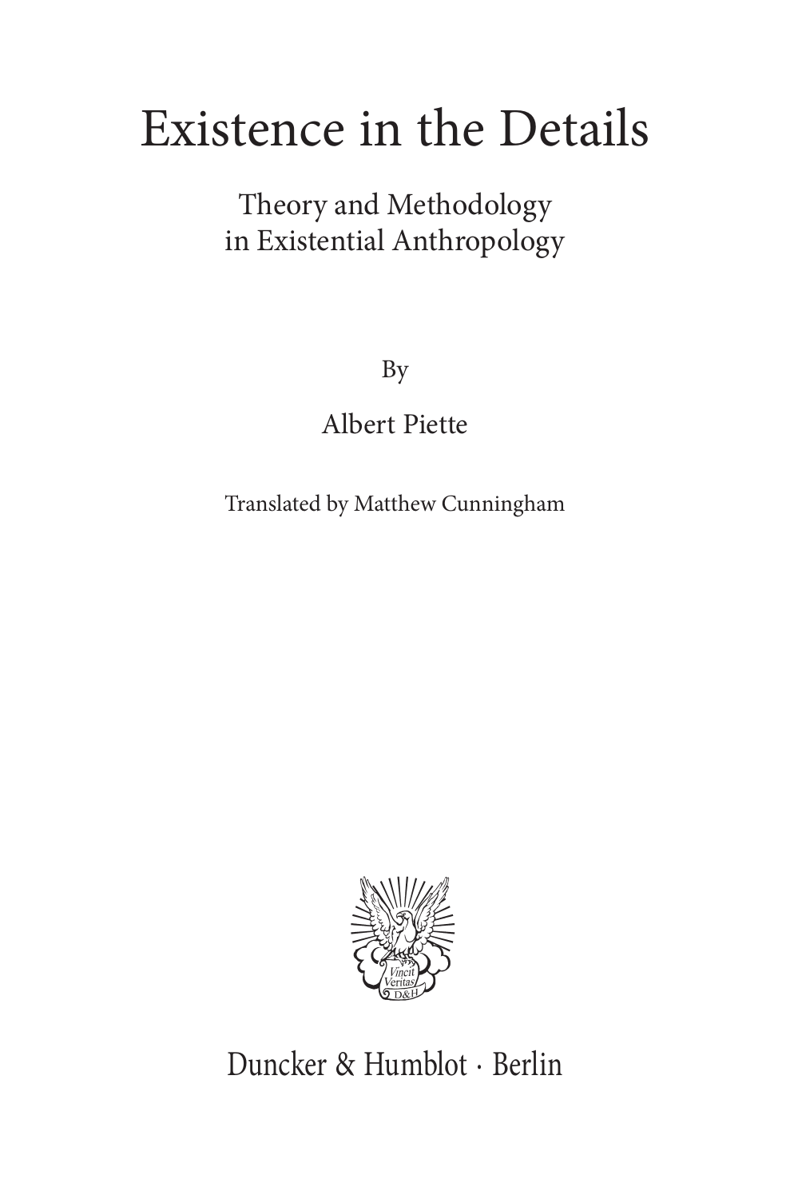# Existence in the Details

## Theory and Methodology in Existential Anthropology

By

Albert Piette

Translated by Matthew Cunningham

Duncker & Humblot · Berlin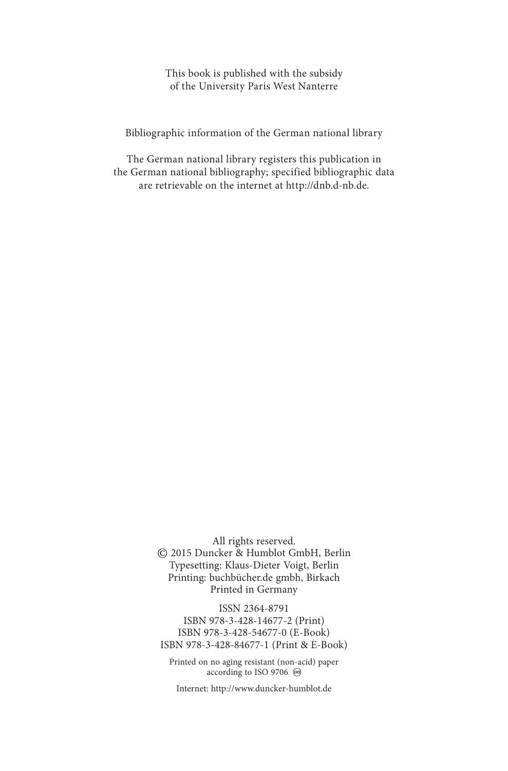This book is published with the subsidy
of the University Paris West Nanterre

Bibliographic information of the German national library

The German national library registers this publication in
the German national bibliography; specified bibliographic data
are retrievable on the internet at http://dnb.d-nb.de.

All rights reserved.
© 2015 Duncker & Humblot GmbH, Berlin
Typesetting: Klaus-Dieter Voigt, Berlin
Printing: buchbücher.de gmbh, Birkach
Printed in Germany

ISSN 2364-8791
ISBN 978-3-428-14677-2 (Print)
ISBN 978-3-428-54677-0 (E-Book)
ISBN 978-3-428-84677-1 (Print & E-Book)

Printed on no aging resistant (non-acid) paper
according to ISO 9706 ♾

Internet: http://www.duncker-humblot.de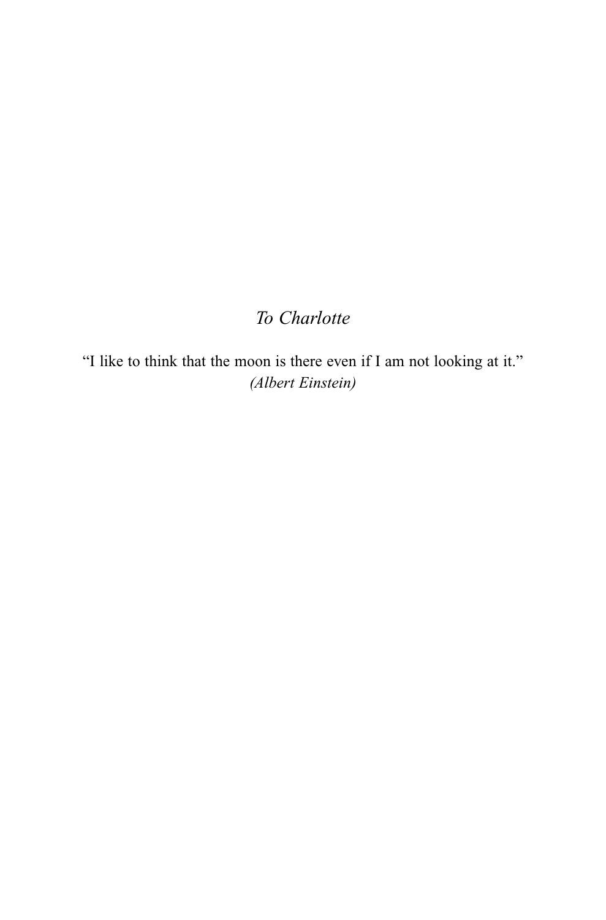*To Charlotte*

"I like to think that the moon is there even if I am not looking at it."
*(Albert Einstein)*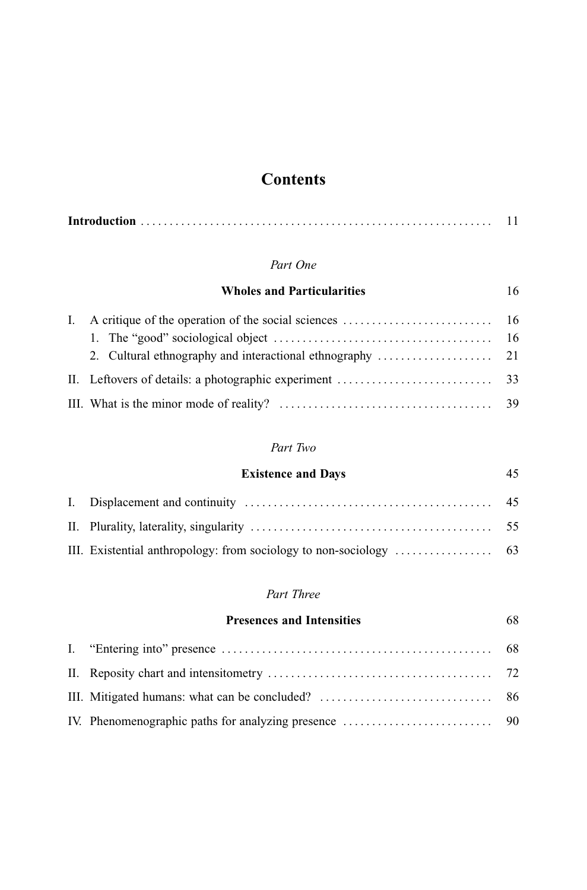# Contents

**Introduction** .............................................................. 11

*Part One*

## Wholes and Particularities 16

I. A critique of the operation of the social sciences .......................... 16
   1. The "good" sociological object ...................................... 16
   2. Cultural ethnography and interactional ethnography .................... 21

II. Leftovers of details: a photographic experiment ........................... 33

III. What is the minor mode of reality? ...................................... 39

*Part Two*

## Existence and Days 45

I. Displacement and continuity ........................................... 45

II. Plurality, laterality, singularity ..................................... 55

III. Existential anthropology: from sociology to non-sociology ................. 63

*Part Three*

## Presences and Intensities 68

I. "Entering into" presence ............................................... 68

II. Reposity chart and intensitometry ....................................... 72

III. Mitigated humans: what can be concluded? .............................. 86

IV. Phenomenographic paths for analyzing presence .......................... 90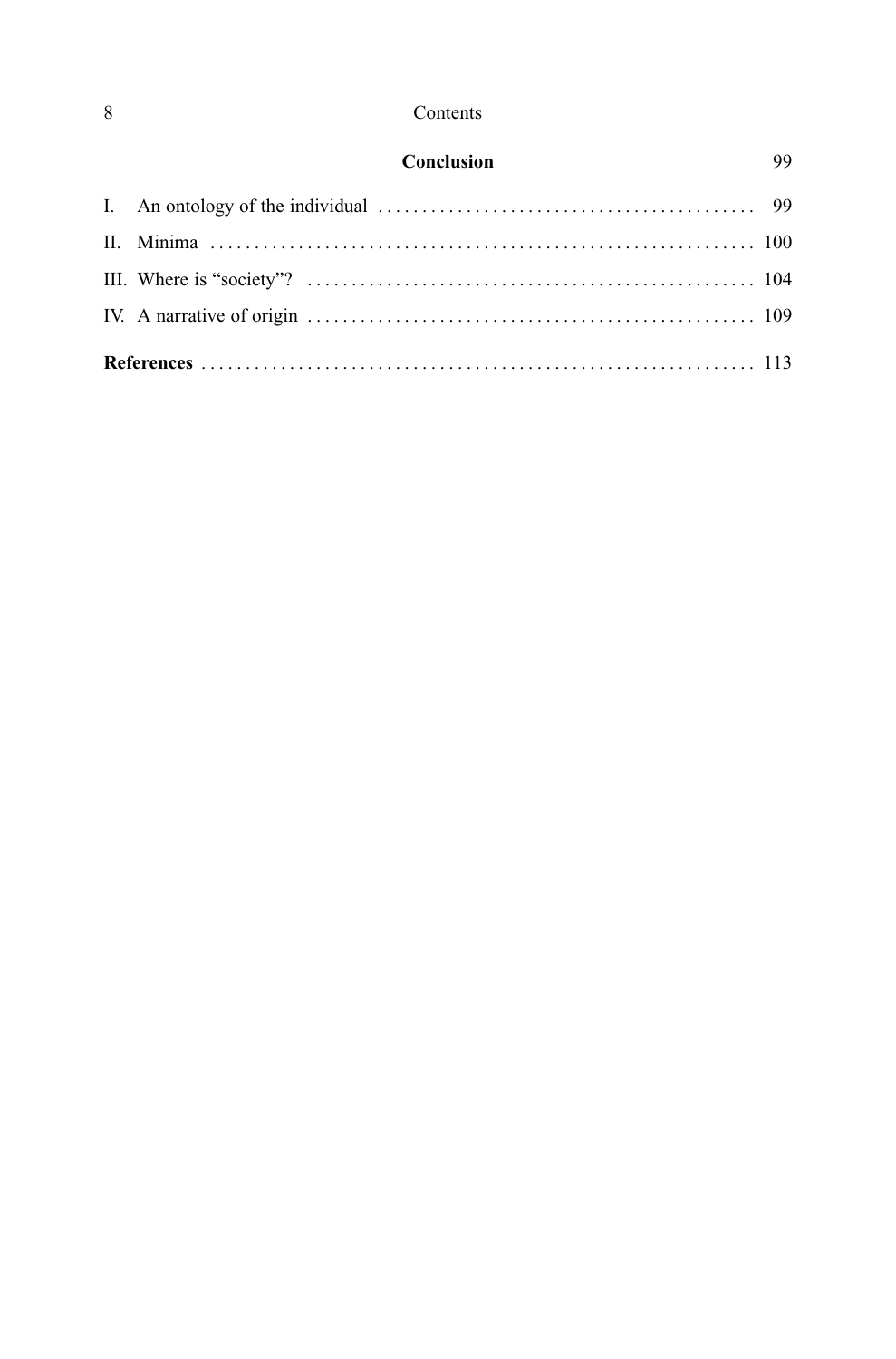**Conclusion** 99

I. An ontology of the individual ........................................ 99

II. Minima ........................................................ 100

III. Where is "society"? ............................................ 104

IV. A narrative of origin ............................................ 109

**References** ..................................................... 113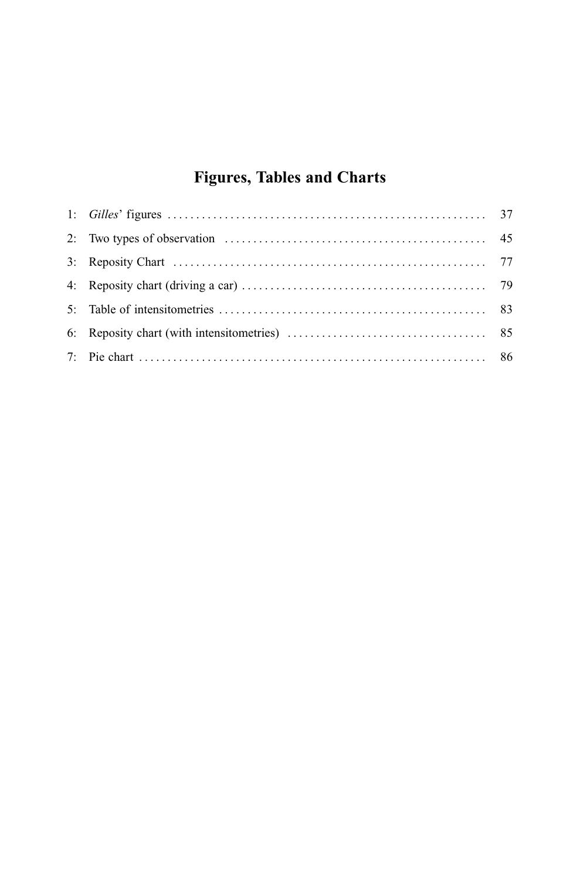# Figures, Tables and Charts

1: *Gilles*' figures ........ 37

2: Two types of observation ........ 45

3: Reposity Chart ........ 77

4: Reposity chart (driving a car) ........ 79

5: Table of intensitometries ........ 83

6: Reposity chart (with intensitometries) ........ 85

7: Pie chart ........ 86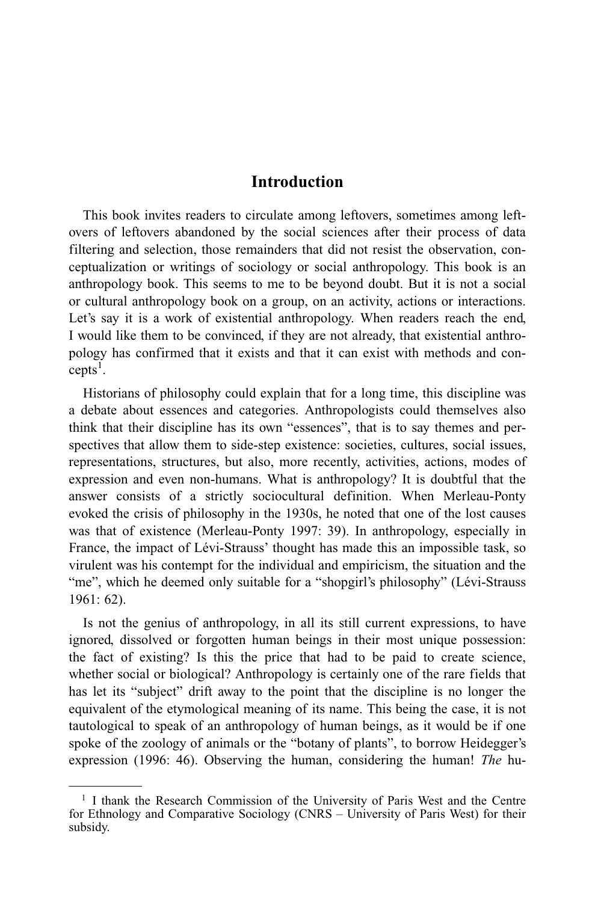# Introduction

This book invites readers to circulate among leftovers, sometimes among leftovers of leftovers abandoned by the social sciences after their process of data filtering and selection, those remainders that did not resist the observation, conceptualization or writings of sociology or social anthropology. This book is an anthropology book. This seems to me to be beyond doubt. But it is not a social or cultural anthropology book on a group, on an activity, actions or interactions. Let's say it is a work of existential anthropology. When readers reach the end, I would like them to be convinced, if they are not already, that existential anthropology has confirmed that it exists and that it can exist with methods and concepts[1].

Historians of philosophy could explain that for a long time, this discipline was a debate about essences and categories. Anthropologists could themselves also think that their discipline has its own "essences", that is to say themes and perspectives that allow them to side-step existence: societies, cultures, social issues, representations, structures, but also, more recently, activities, actions, modes of expression and even non-humans. What is anthropology? It is doubtful that the answer consists of a strictly sociocultural definition. When Merleau-Ponty evoked the crisis of philosophy in the 1930s, he noted that one of the lost causes was that of existence (Merleau-Ponty 1997: 39). In anthropology, especially in France, the impact of Lévi-Strauss' thought has made this an impossible task, so virulent was his contempt for the individual and empiricism, the situation and the "me", which he deemed only suitable for a "shopgirl's philosophy" (Lévi-Strauss 1961: 62).

Is not the genius of anthropology, in all its still current expressions, to have ignored, dissolved or forgotten human beings in their most unique possession: the fact of existing? Is this the price that had to be paid to create science, whether social or biological? Anthropology is certainly one of the rare fields that has let its "subject" drift away to the point that the discipline is no longer the equivalent of the etymological meaning of its name. This being the case, it is not tautological to speak of an anthropology of human beings, as it would be if one spoke of the zoology of animals or the "botany of plants", to borrow Heidegger's expression (1996: 46). Observing the human, considering the human! *The* hu-

---

[1] I thank the Research Commission of the University of Paris West and the Centre for Ethnology and Comparative Sociology (CNRS – University of Paris West) for their subsidy.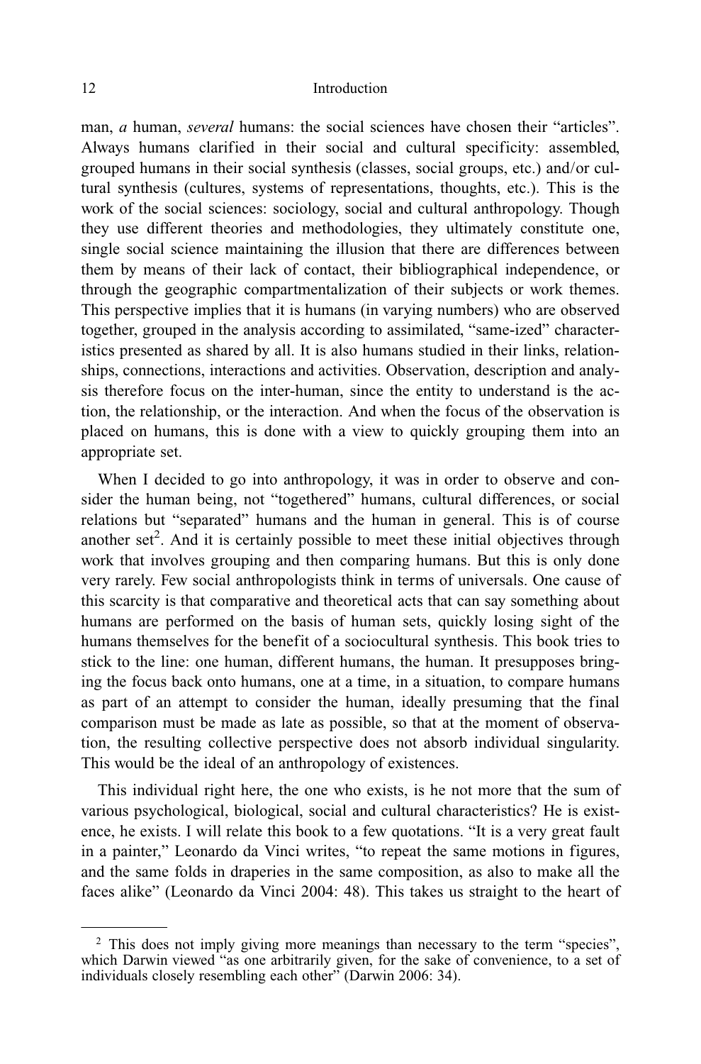man, *a* human, *several* humans: the social sciences have chosen their "articles". Always humans clarified in their social and cultural specificity: assembled, grouped humans in their social synthesis (classes, social groups, etc.) and/or cultural synthesis (cultures, systems of representations, thoughts, etc.). This is the work of the social sciences: sociology, social and cultural anthropology. Though they use different theories and methodologies, they ultimately constitute one, single social science maintaining the illusion that there are differences between them by means of their lack of contact, their bibliographical independence, or through the geographic compartmentalization of their subjects or work themes. This perspective implies that it is humans (in varying numbers) who are observed together, grouped in the analysis according to assimilated, "same-ized" characteristics presented as shared by all. It is also humans studied in their links, relationships, connections, interactions and activities. Observation, description and analysis therefore focus on the inter-human, since the entity to understand is the action, the relationship, or the interaction. And when the focus of the observation is placed on humans, this is done with a view to quickly grouping them into an appropriate set.

When I decided to go into anthropology, it was in order to observe and consider the human being, not "togethered" humans, cultural differences, or social relations but "separated" humans and the human in general. This is of course another set[2]. And it is certainly possible to meet these initial objectives through work that involves grouping and then comparing humans. But this is only done very rarely. Few social anthropologists think in terms of universals. One cause of this scarcity is that comparative and theoretical acts that can say something about humans are performed on the basis of human sets, quickly losing sight of the humans themselves for the benefit of a sociocultural synthesis. This book tries to stick to the line: one human, different humans, the human. It presupposes bringing the focus back onto humans, one at a time, in a situation, to compare humans as part of an attempt to consider the human, ideally presuming that the final comparison must be made as late as possible, so that at the moment of observation, the resulting collective perspective does not absorb individual singularity. This would be the ideal of an anthropology of existences.

This individual right here, the one who exists, is he not more that the sum of various psychological, biological, social and cultural characteristics? He is existence, he exists. I will relate this book to a few quotations. "It is a very great fault in a painter," Leonardo da Vinci writes, "to repeat the same motions in figures, and the same folds in draperies in the same composition, as also to make all the faces alike" (Leonardo da Vinci 2004: 48). This takes us straight to the heart of

---

[2] This does not imply giving more meanings than necessary to the term "species", which Darwin viewed "as one arbitrarily given, for the sake of convenience, to a set of individuals closely resembling each other" (Darwin 2006: 34).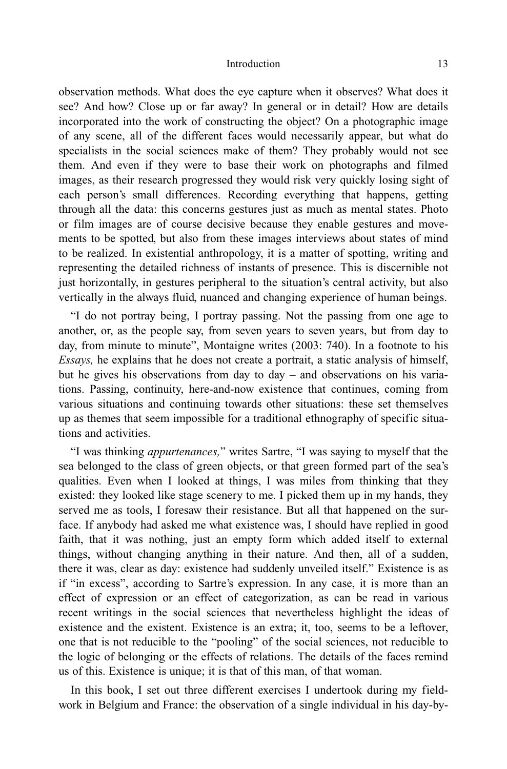observation methods. What does the eye capture when it observes? What does it see? And how? Close up or far away? In general or in detail? How are details incorporated into the work of constructing the object? On a photographic image of any scene, all of the different faces would necessarily appear, but what do specialists in the social sciences make of them? They probably would not see them. And even if they were to base their work on photographs and filmed images, as their research progressed they would risk very quickly losing sight of each person's small differences. Recording everything that happens, getting through all the data: this concerns gestures just as much as mental states. Photo or film images are of course decisive because they enable gestures and movements to be spotted, but also from these images interviews about states of mind to be realized. In existential anthropology, it is a matter of spotting, writing and representing the detailed richness of instants of presence. This is discernible not just horizontally, in gestures peripheral to the situation's central activity, but also vertically in the always fluid, nuanced and changing experience of human beings.

"I do not portray being, I portray passing. Not the passing from one age to another, or, as the people say, from seven years to seven years, but from day to day, from minute to minute", Montaigne writes (2003: 740). In a footnote to his *Essays,* he explains that he does not create a portrait, a static analysis of himself, but he gives his observations from day to day – and observations on his variations. Passing, continuity, here-and-now existence that continues, coming from various situations and continuing towards other situations: these set themselves up as themes that seem impossible for a traditional ethnography of specific situations and activities.

"I was thinking *appurtenances,*" writes Sartre, "I was saying to myself that the sea belonged to the class of green objects, or that green formed part of the sea's qualities. Even when I looked at things, I was miles from thinking that they existed: they looked like stage scenery to me. I picked them up in my hands, they served me as tools, I foresaw their resistance. But all that happened on the surface. If anybody had asked me what existence was, I should have replied in good faith, that it was nothing, just an empty form which added itself to external things, without changing anything in their nature. And then, all of a sudden, there it was, clear as day: existence had suddenly unveiled itself." Existence is as if "in excess", according to Sartre's expression. In any case, it is more than an effect of expression or an effect of categorization, as can be read in various recent writings in the social sciences that nevertheless highlight the ideas of existence and the existent. Existence is an extra; it, too, seems to be a leftover, one that is not reducible to the "pooling" of the social sciences, not reducible to the logic of belonging or the effects of relations. The details of the faces remind us of this. Existence is unique; it is that of this man, of that woman.

In this book, I set out three different exercises I undertook during my fieldwork in Belgium and France: the observation of a single individual in his day-by-